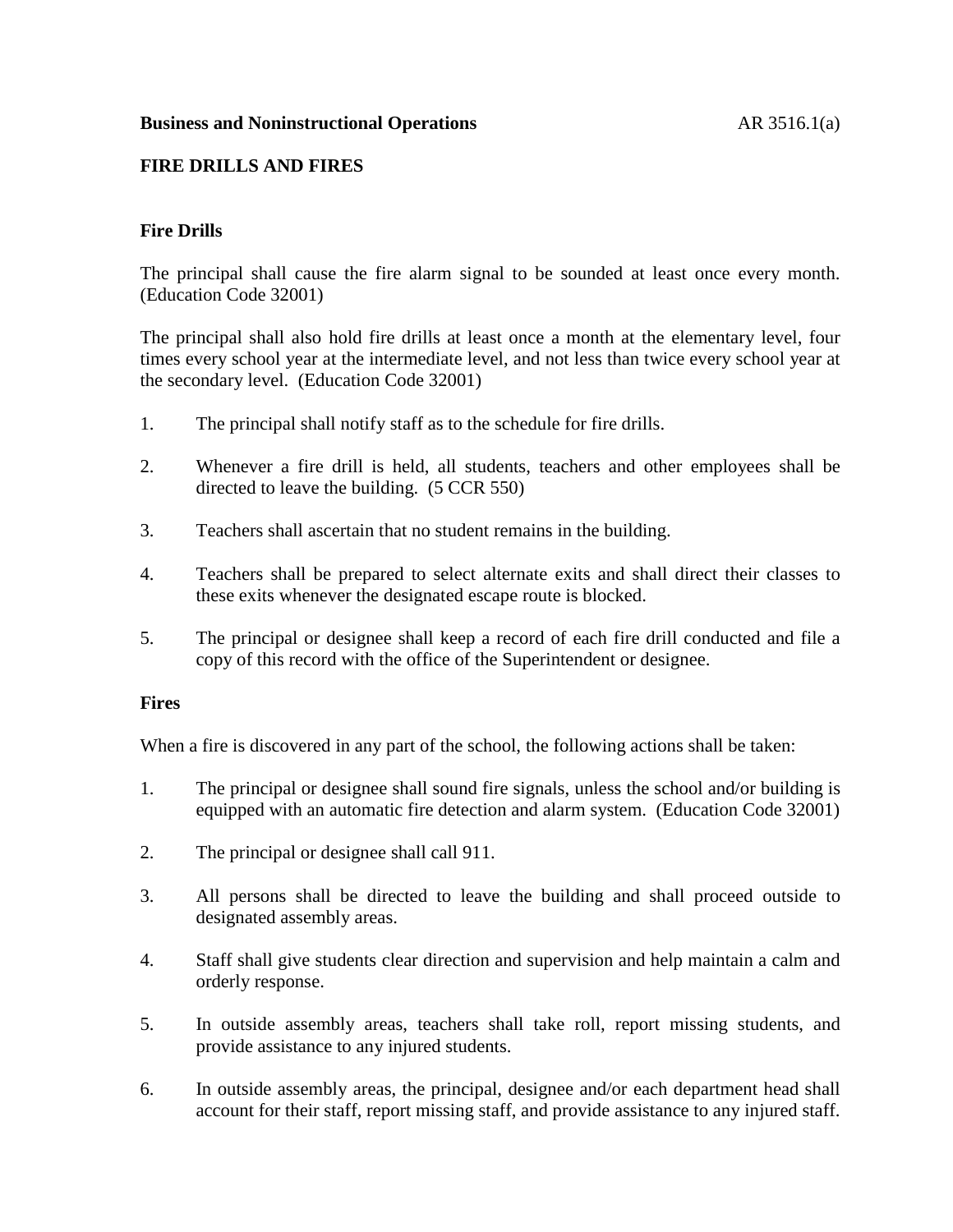**Business and Noninstructional Operations** AR 3516.1(a)

# FIRE DRILLS AND FIRES

## Fire Drills

The principal shall cause the fire alarm signal to be sounded at least once every month. (Education Code 32001)

The principal shall also hold fire drills at least once a month at the elementary level, four times every school year at the intermediate level, and not less than twice every school year at the secondary level. (Education Code 32001)

1. The principal shall notify staff as to the schedule for fire drills.
2. Whenever a fire drill is held, all students, teachers and other employees shall be directed to leave the building. (5 CCR 550)
3. Teachers shall ascertain that no student remains in the building.
4. Teachers shall be prepared to select alternate exits and shall direct their classes to these exits whenever the designated escape route is blocked.
5. The principal or designee shall keep a record of each fire drill conducted and file a copy of this record with the office of the Superintendent or designee.

## Fires

When a fire is discovered in any part of the school, the following actions shall be taken:

1. The principal or designee shall sound fire signals, unless the school and/or building is equipped with an automatic fire detection and alarm system. (Education Code 32001)
2. The principal or designee shall call 911.
3. All persons shall be directed to leave the building and shall proceed outside to designated assembly areas.
4. Staff shall give students clear direction and supervision and help maintain a calm and orderly response.
5. In outside assembly areas, teachers shall take roll, report missing students, and provide assistance to any injured students.
6. In outside assembly areas, the principal, designee and/or each department head shall account for their staff, report missing staff, and provide assistance to any injured staff.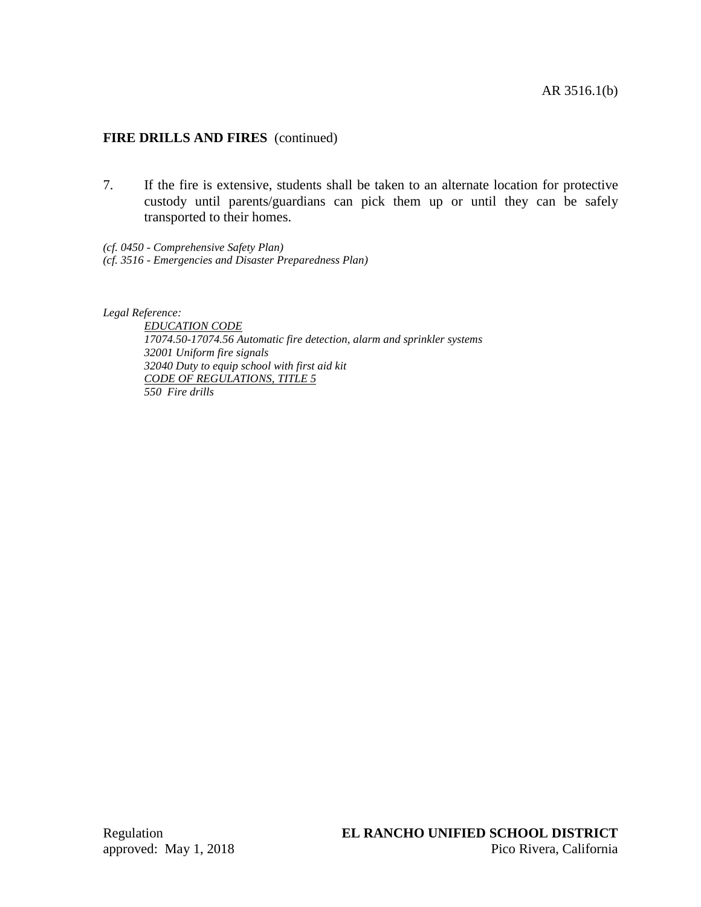**FIRE DRILLS AND FIRES** (continued)

7. If the fire is extensive, students shall be taken to an alternate location for protective custody until parents/guardians can pick them up or until they can be safely transported to their homes.

*(cf. 0450 - Comprehensive Safety Plan)*
*(cf. 3516 - Emergencies and Disaster Preparedness Plan)*

*Legal Reference:*

*EDUCATION CODE*
*17074.50-17074.56 Automatic fire detection, alarm and sprinkler systems*
*32001 Uniform fire signals*
*32040 Duty to equip school with first aid kit*
*CODE OF REGULATIONS, TITLE 5*
*550 Fire drills*

Regulation
approved: May 1, 2018

**EL RANCHO UNIFIED SCHOOL DISTRICT**
Pico Rivera, California